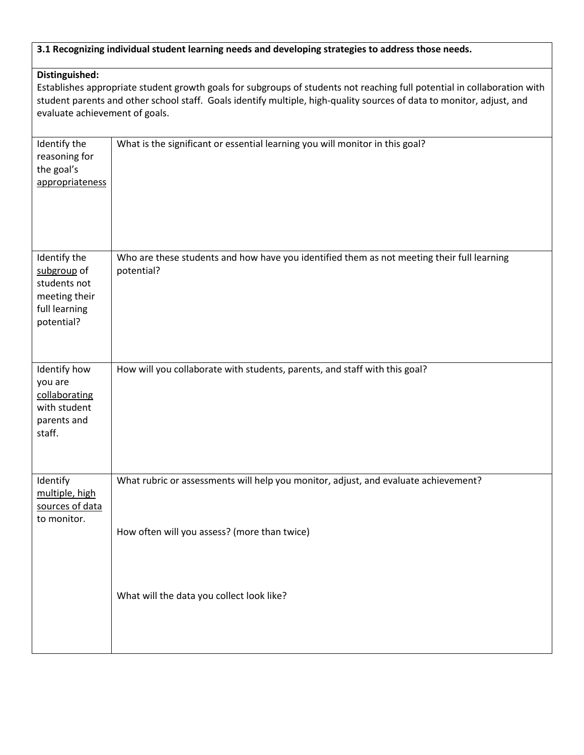| **3.1 Recognizing individual student learning needs and developing strategies to address those needs.** | |
|---|---|
| **Distinguished:**<br>Establishes appropriate student growth goals for subgroups of students not reaching full potential in collaboration with student parents and other school staff. Goals identify multiple, high-quality sources of data to monitor, adjust, and evaluate achievement of goals. | |
| Identify the reasoning for the goal's appropriateness | What is the significant or essential learning you will monitor in this goal? |
| Identify the subgroup of students not meeting their full learning potential? | Who are these students and how have you identified them as not meeting their full learning potential? |
| Identify how you are collaborating with student parents and staff. | How will you collaborate with students, parents, and staff with this goal? |
| Identify multiple, high sources of data to monitor. | What rubric or assessments will help you monitor, adjust, and evaluate achievement?<br><br>How often will you assess? (more than twice)<br><br>What will the data you collect look like? |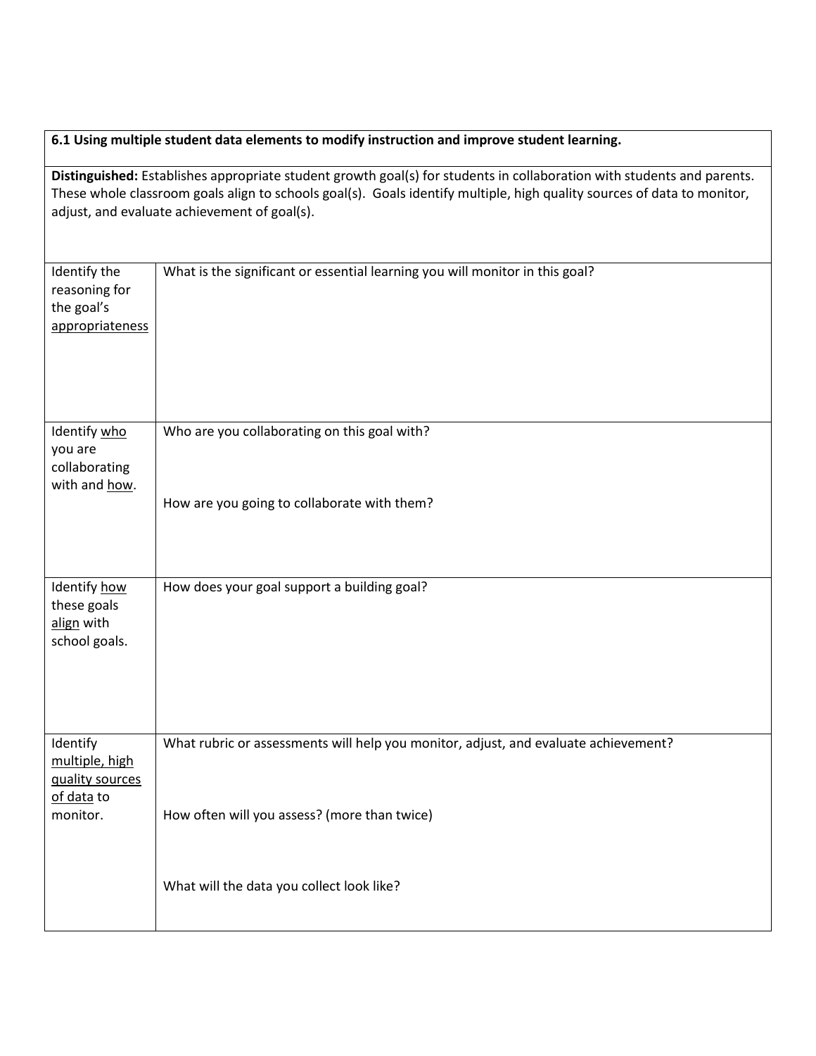| **6.1 Using multiple student data elements to modify instruction and improve student learning.** | |
|---|---|
| **Distinguished:** Establishes appropriate student growth goal(s) for students in collaboration with students and parents. These whole classroom goals align to schools goal(s). Goals identify multiple, high quality sources of data to monitor, adjust, and evaluate achievement of goal(s). | |
| Identify the reasoning for the goal's appropriateness | What is the significant or essential learning you will monitor in this goal? |
| Identify who you are collaborating with and how. | Who are you collaborating on this goal with?<br><br>How are you going to collaborate with them? |
| Identify how these goals align with school goals. | How does your goal support a building goal? |
| Identify multiple, high quality sources of data to monitor. | What rubric or assessments will help you monitor, adjust, and evaluate achievement?<br><br>How often will you assess? (more than twice)<br><br>What will the data you collect look like? |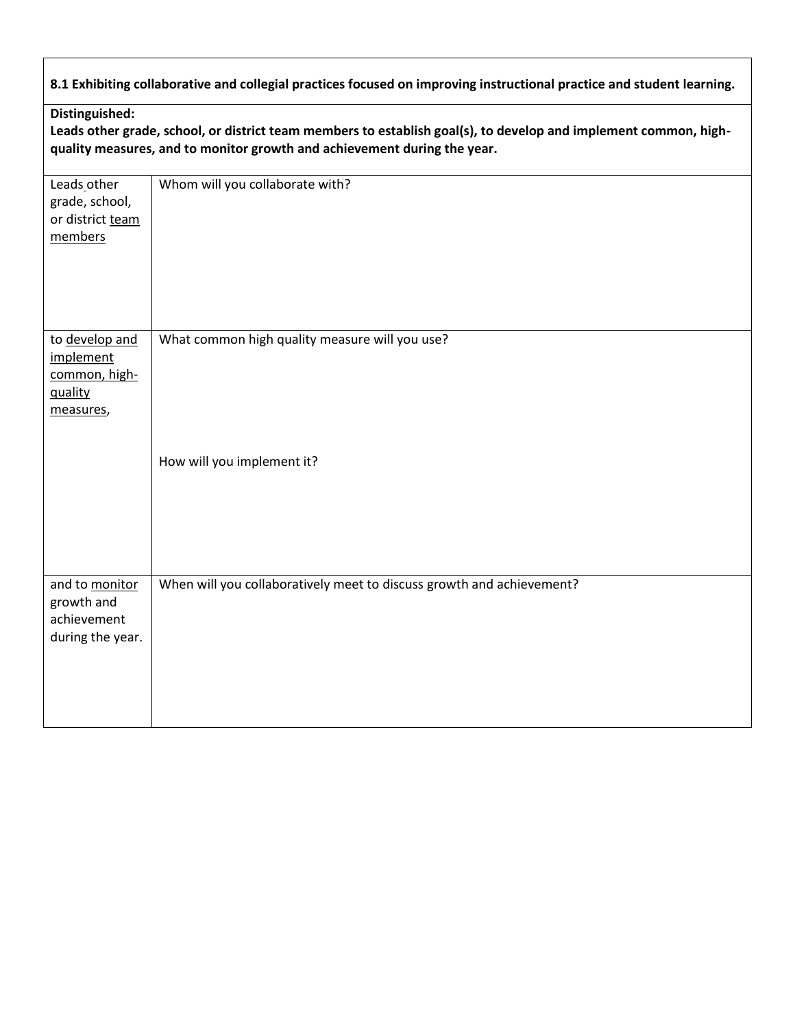| **8.1 Exhibiting collaborative and collegial practices focused on improving instructional practice and student learning.** | |
|---|---|
| **Distinguished:** **Leads other grade, school, or district team members to establish goal(s), to develop and implement common, high-quality measures, and to monitor growth and achievement during the year.** | |
| Leads other grade, school, or district team members | Whom will you collaborate with? |
| to develop and implement common, high-quality measures, | What common high quality measure will you use?<br><br>How will you implement it? |
| and to monitor growth and achievement during the year. | When will you collaboratively meet to discuss growth and achievement? |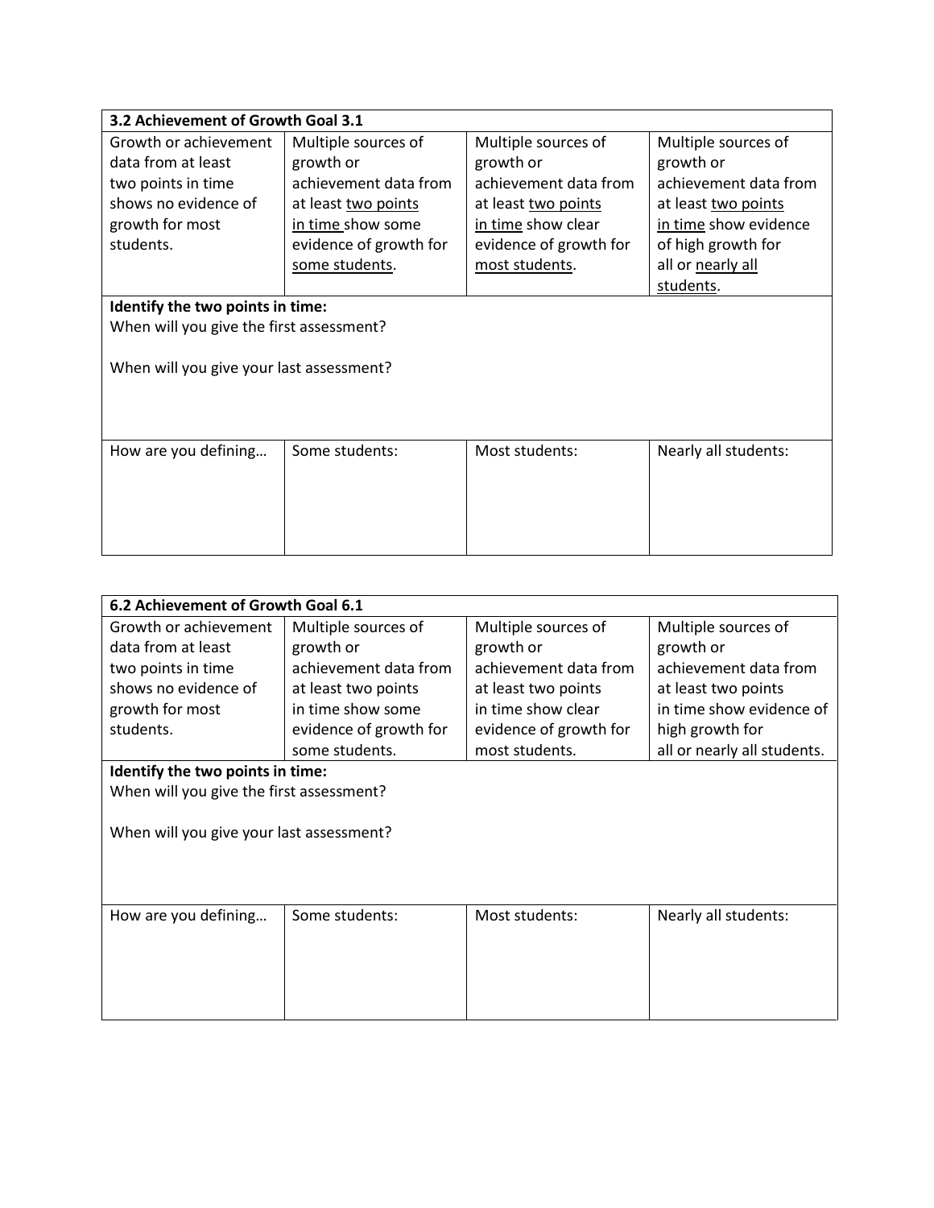| 3.2 Achievement of Growth Goal 3.1 | | | |
|---|---|---|---|
| Growth or achievement data from at least two points in time shows no evidence of growth for most students. | Multiple sources of growth or achievement data from at least <u>two points in time</u> show some evidence of growth for <u>some students</u>. | Multiple sources of growth or achievement data from at least <u>two points in time</u> show clear evidence of growth for <u>most students</u>. | Multiple sources of growth or achievement data from at least <u>two points in time</u> show evidence of high growth for all or <u>nearly all students</u>. |
| **Identify the two points in time:**<br>When will you give the first assessment?<br><br>When will you give your last assessment? | | | |
| How are you defining… | Some students: | Most students: | Nearly all students: |

| 6.2 Achievement of Growth Goal 6.1 | | | |
|---|---|---|---|
| Growth or achievement data from at least two points in time shows no evidence of growth for most students. | Multiple sources of growth or achievement data from at least two points in time show some evidence of growth for some students. | Multiple sources of growth or achievement data from at least two points in time show clear evidence of growth for most students. | Multiple sources of growth or achievement data from at least two points in time show evidence of high growth for all or nearly all students. |
| **Identify the two points in time:**<br>When will you give the first assessment?<br><br>When will you give your last assessment? | | | |
| How are you defining… | Some students: | Most students: | Nearly all students: |